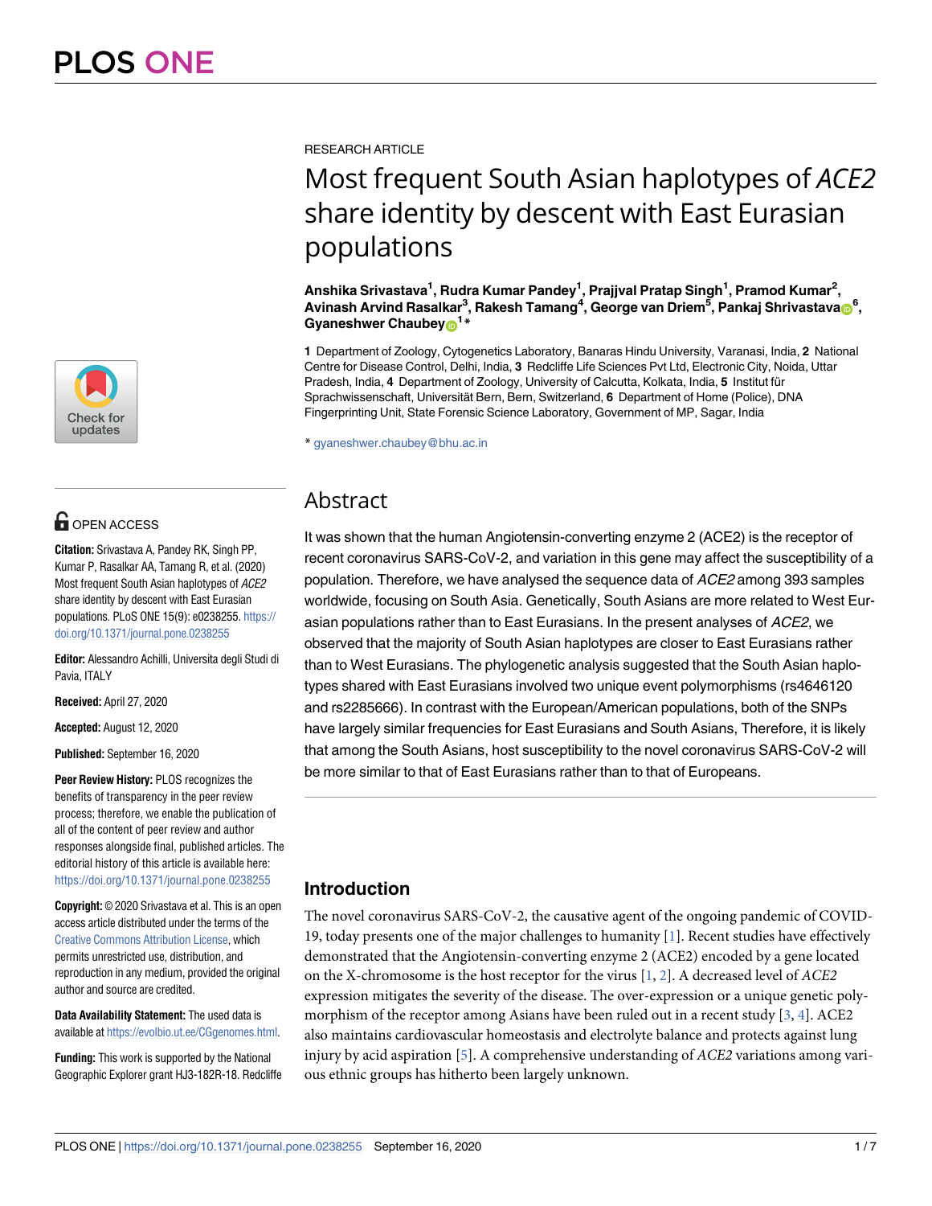RESEARCH ARTICLE

# Most frequent South Asian haplotypes of *ACE2* share identity by descent with East Eurasian populations

**Anshika Srivastava[1], Rudra Kumar Pandey[1], Prajjval Pratap Singh[1], Pramod Kumar[2], Avinash Arvind Rasalkar[3], Rakesh Tamang[4], George van Driem[5], Pankaj Shrivastava[6], Gyaneshwer Chaubey[1]***

**1** Department of Zoology, Cytogenetics Laboratory, Banaras Hindu University, Varanasi, India, **2** National Centre for Disease Control, Delhi, India, **3** Redcliffe Life Sciences Pvt Ltd, Electronic City, Noida, Uttar Pradesh, India, **4** Department of Zoology, University of Calcutta, Kolkata, India, **5** Institut für Sprachwissenschaft, Universität Bern, Bern, Switzerland, **6** Department of Home (Police), DNA Fingerprinting Unit, State Forensic Science Laboratory, Government of MP, Sagar, India

* gyaneshwer.chaubey@bhu.ac.in

OPEN ACCESS

**Citation:** Srivastava A, Pandey RK, Singh PP, Kumar P, Rasalkar AA, Tamang R, et al. (2020) Most frequent South Asian haplotypes of *ACE2* share identity by descent with East Eurasian populations. PLoS ONE 15(9): e0238255. https://doi.org/10.1371/journal.pone.0238255

**Editor:** Alessandro Achilli, Universita degli Studi di Pavia, ITALY

**Received:** April 27, 2020

**Accepted:** August 12, 2020

**Published:** September 16, 2020

**Peer Review History:** PLOS recognizes the benefits of transparency in the peer review process; therefore, we enable the publication of all of the content of peer review and author responses alongside final, published articles. The editorial history of this article is available here: https://doi.org/10.1371/journal.pone.0238255

**Copyright:** © 2020 Srivastava et al. This is an open access article distributed under the terms of the Creative Commons Attribution License, which permits unrestricted use, distribution, and reproduction in any medium, provided the original author and source are credited.

**Data Availability Statement:** The used data is available at https://evolbio.ut.ee/CGgenomes.html.

**Funding:** This work is supported by the National Geographic Explorer grant HJ3-182R-18. Redcliffe

## Abstract

It was shown that the human Angiotensin-converting enzyme 2 (ACE2) is the receptor of recent coronavirus SARS-CoV-2, and variation in this gene may affect the susceptibility of a population. Therefore, we have analysed the sequence data of *ACE2* among 393 samples worldwide, focusing on South Asia. Genetically, South Asians are more related to West Eurasian populations rather than to East Eurasians. In the present analyses of *ACE2*, we observed that the majority of South Asian haplotypes are closer to East Eurasians rather than to West Eurasians. The phylogenetic analysis suggested that the South Asian haplotypes shared with East Eurasians involved two unique event polymorphisms (rs4646120 and rs2285666). In contrast with the European/American populations, both of the SNPs have largely similar frequencies for East Eurasians and South Asians, Therefore, it is likely that among the South Asians, host susceptibility to the novel coronavirus SARS-CoV-2 will be more similar to that of East Eurasians rather than to that of Europeans.

## Introduction

The novel coronavirus SARS-CoV-2, the causative agent of the ongoing pandemic of COVID-19, today presents one of the major challenges to humanity [1]. Recent studies have effectively demonstrated that the Angiotensin-converting enzyme 2 (ACE2) encoded by a gene located on the X-chromosome is the host receptor for the virus [1, 2]. A decreased level of *ACE2* expression mitigates the severity of the disease. The over-expression or a unique genetic polymorphism of the receptor among Asians have been ruled out in a recent study [3, 4]. ACE2 also maintains cardiovascular homeostasis and electrolyte balance and protects against lung injury by acid aspiration [5]. A comprehensive understanding of *ACE2* variations among various ethnic groups has hitherto been largely unknown.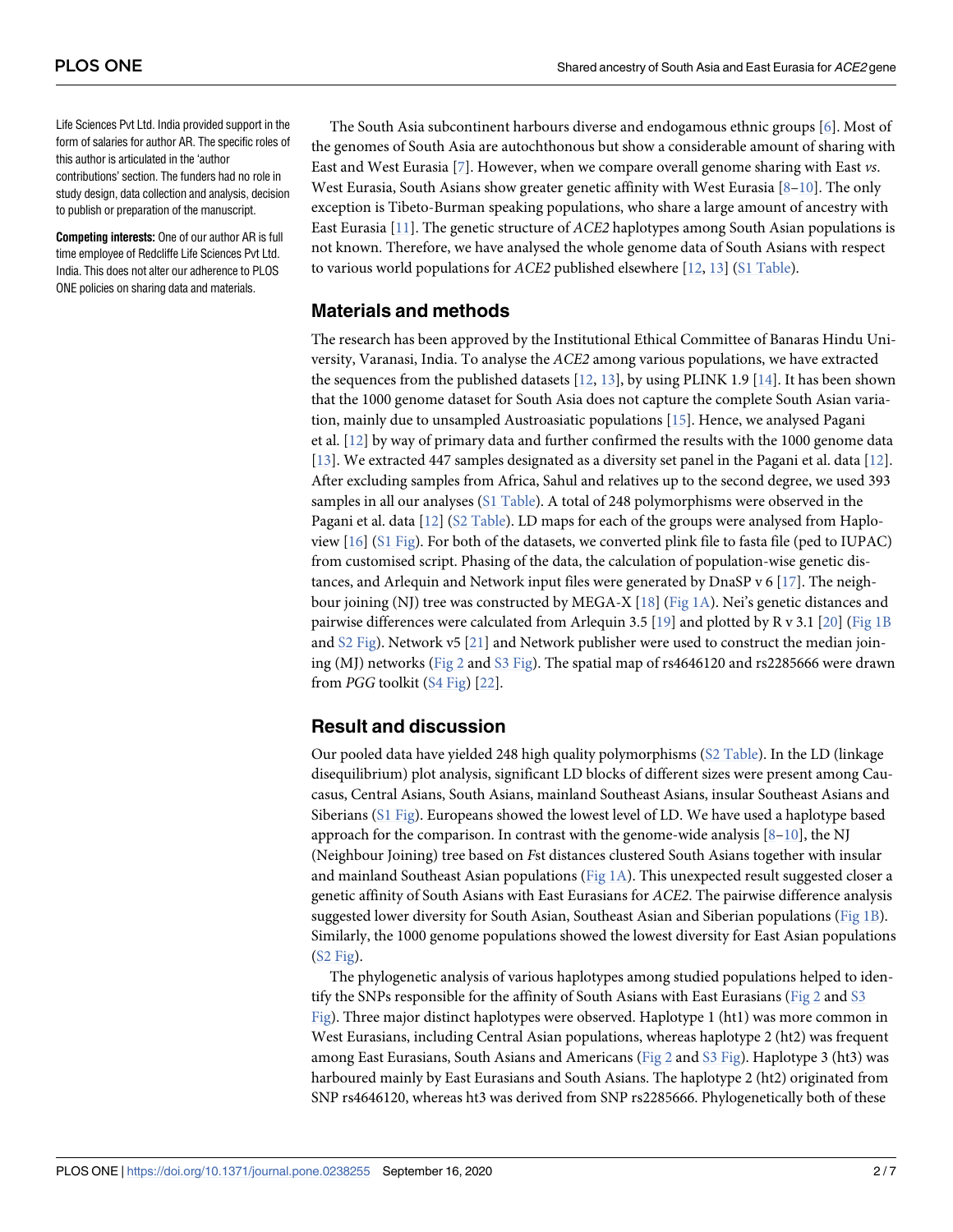Life Sciences Pvt Ltd. India provided support in the form of salaries for author AR. The specific roles of this author is articulated in the 'author contributions' section. The funders had no role in study design, data collection and analysis, decision to publish or preparation of the manuscript.

**Competing interests:** One of our author AR is full time employee of Redcliffe Life Sciences Pvt Ltd. India. This does not alter our adherence to PLOS ONE policies on sharing data and materials.

The South Asia subcontinent harbours diverse and endogamous ethnic groups [6]. Most of the genomes of South Asia are autochthonous but show a considerable amount of sharing with East and West Eurasia [7]. However, when we compare overall genome sharing with East *vs*. West Eurasia, South Asians show greater genetic affinity with West Eurasia [8–10]. The only exception is Tibeto-Burman speaking populations, who share a large amount of ancestry with East Eurasia [11]. The genetic structure of *ACE2* haplotypes among South Asian populations is not known. Therefore, we have analysed the whole genome data of South Asians with respect to various world populations for *ACE2* published elsewhere [12, 13] (S1 Table).

## Materials and methods

The research has been approved by the Institutional Ethical Committee of Banaras Hindu University, Varanasi, India. To analyse the *ACE2* among various populations, we have extracted the sequences from the published datasets [12, 13], by using PLINK 1.9 [14]. It has been shown that the 1000 genome dataset for South Asia does not capture the complete South Asian variation, mainly due to unsampled Austroasiatic populations [15]. Hence, we analysed Pagani et al. [12] by way of primary data and further confirmed the results with the 1000 genome data [13]. We extracted 447 samples designated as a diversity set panel in the Pagani et al. data [12]. After excluding samples from Africa, Sahul and relatives up to the second degree, we used 393 samples in all our analyses (S1 Table). A total of 248 polymorphisms were observed in the Pagani et al. data [12] (S2 Table). LD maps for each of the groups were analysed from Haploview [16] (S1 Fig). For both of the datasets, we converted plink file to fasta file (ped to IUPAC) from customised script. Phasing of the data, the calculation of population-wise genetic distances, and Arlequin and Network input files were generated by DnaSP v 6 [17]. The neighbour joining (NJ) tree was constructed by MEGA-X [18] (Fig 1A). Nei's genetic distances and pairwise differences were calculated from Arlequin 3.5 [19] and plotted by R v 3.1 [20] (Fig 1B and S2 Fig). Network v5 [21] and Network publisher were used to construct the median joining (MJ) networks (Fig 2 and S3 Fig). The spatial map of rs4646120 and rs2285666 were drawn from *PGG* toolkit (S4 Fig) [22].

## Result and discussion

Our pooled data have yielded 248 high quality polymorphisms (S2 Table). In the LD (linkage disequilibrium) plot analysis, significant LD blocks of different sizes were present among Caucasus, Central Asians, South Asians, mainland Southeast Asians, insular Southeast Asians and Siberians (S1 Fig). Europeans showed the lowest level of LD. We have used a haplotype based approach for the comparison. In contrast with the genome-wide analysis [8–10], the NJ (Neighbour Joining) tree based on *F*st distances clustered South Asians together with insular and mainland Southeast Asian populations (Fig 1A). This unexpected result suggested closer a genetic affinity of South Asians with East Eurasians for *ACE2*. The pairwise difference analysis suggested lower diversity for South Asian, Southeast Asian and Siberian populations (Fig 1B). Similarly, the 1000 genome populations showed the lowest diversity for East Asian populations (S2 Fig).

The phylogenetic analysis of various haplotypes among studied populations helped to identify the SNPs responsible for the affinity of South Asians with East Eurasians (Fig 2 and S3 Fig). Three major distinct haplotypes were observed. Haplotype 1 (ht1) was more common in West Eurasians, including Central Asian populations, whereas haplotype 2 (ht2) was frequent among East Eurasians, South Asians and Americans (Fig 2 and S3 Fig). Haplotype 3 (ht3) was harboured mainly by East Eurasians and South Asians. The haplotype 2 (ht2) originated from SNP rs4646120, whereas ht3 was derived from SNP rs2285666. Phylogenetically both of these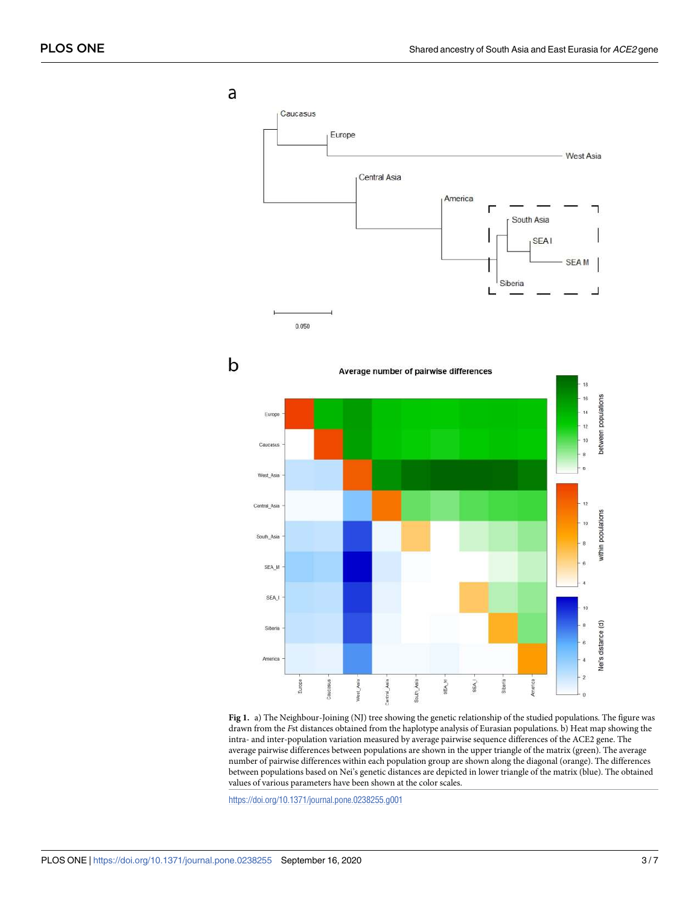**Fig 1.** a) The Neighbour-Joining (NJ) tree showing the genetic relationship of the studied populations. The figure was drawn from the *F*st distances obtained from the haplotype analysis of Eurasian populations. b) Heat map showing the intra- and inter-population variation measured by average pairwise sequence differences of the ACE2 gene. The average pairwise differences between populations are shown in the upper triangle of the matrix (green). The average number of pairwise differences within each population group are shown along the diagonal (orange). The differences between populations based on Nei's genetic distances are depicted in lower triangle of the matrix (blue). The obtained values of various parameters have been shown at the color scales.

https://doi.org/10.1371/journal.pone.0238255.g001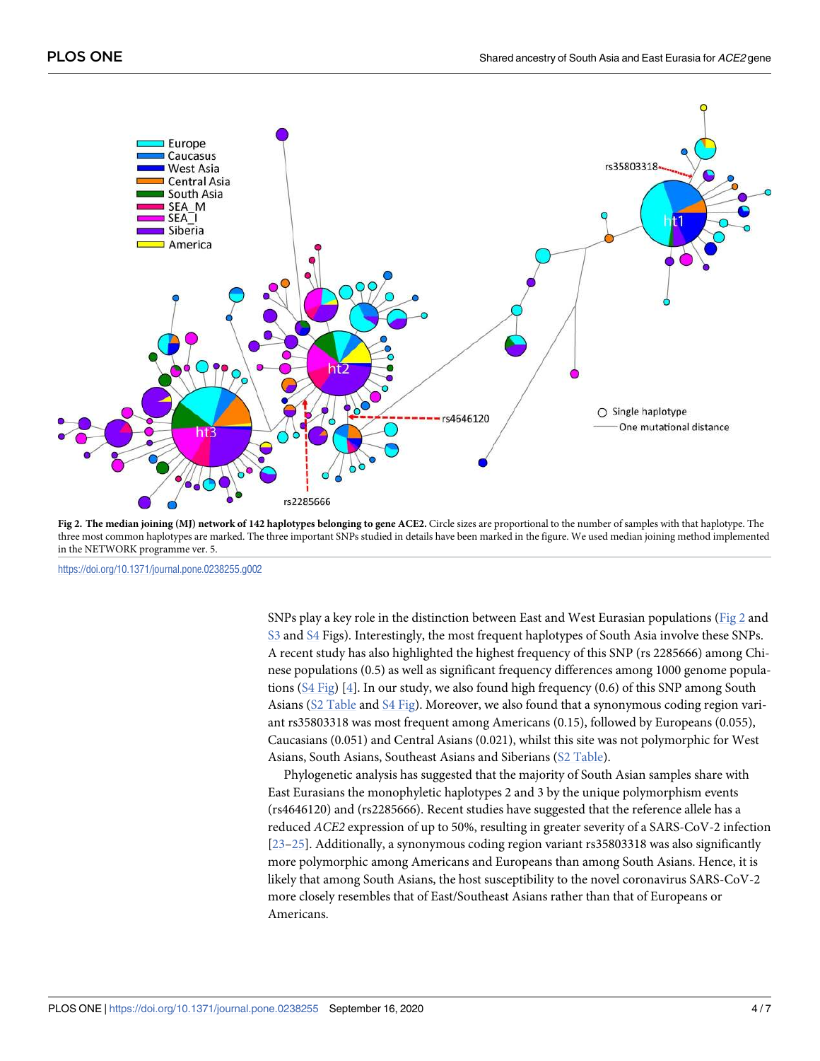**Fig 2. The median joining (MJ) network of 142 haplotypes belonging to gene ACE2.** Circle sizes are proportional to the number of samples with that haplotype. The three most common haplotypes are marked. The three important SNPs studied in details have been marked in the figure. We used median joining method implemented in the NETWORK programme ver. 5.

https://doi.org/10.1371/journal.pone.0238255.g002

SNPs play a key role in the distinction between East and West Eurasian populations (Fig 2 and S3 and S4 Figs). Interestingly, the most frequent haplotypes of South Asia involve these SNPs. A recent study has also highlighted the highest frequency of this SNP (rs 2285666) among Chinese populations (0.5) as well as significant frequency differences among 1000 genome populations (S4 Fig) [4]. In our study, we also found high frequency (0.6) of this SNP among South Asians (S2 Table and S4 Fig). Moreover, we also found that a synonymous coding region variant rs35803318 was most frequent among Americans (0.15), followed by Europeans (0.055), Caucasians (0.051) and Central Asians (0.021), whilst this site was not polymorphic for West Asians, South Asians, Southeast Asians and Siberians (S2 Table).

Phylogenetic analysis has suggested that the majority of South Asian samples share with East Eurasians the monophyletic haplotypes 2 and 3 by the unique polymorphism events (rs4646120) and (rs2285666). Recent studies have suggested that the reference allele has a reduced *ACE2* expression of up to 50%, resulting in greater severity of a SARS-CoV-2 infection [23–25]. Additionally, a synonymous coding region variant rs35803318 was also significantly more polymorphic among Americans and Europeans than among South Asians. Hence, it is likely that among South Asians, the host susceptibility to the novel coronavirus SARS-CoV-2 more closely resembles that of East/Southeast Asians rather than that of Europeans or Americans.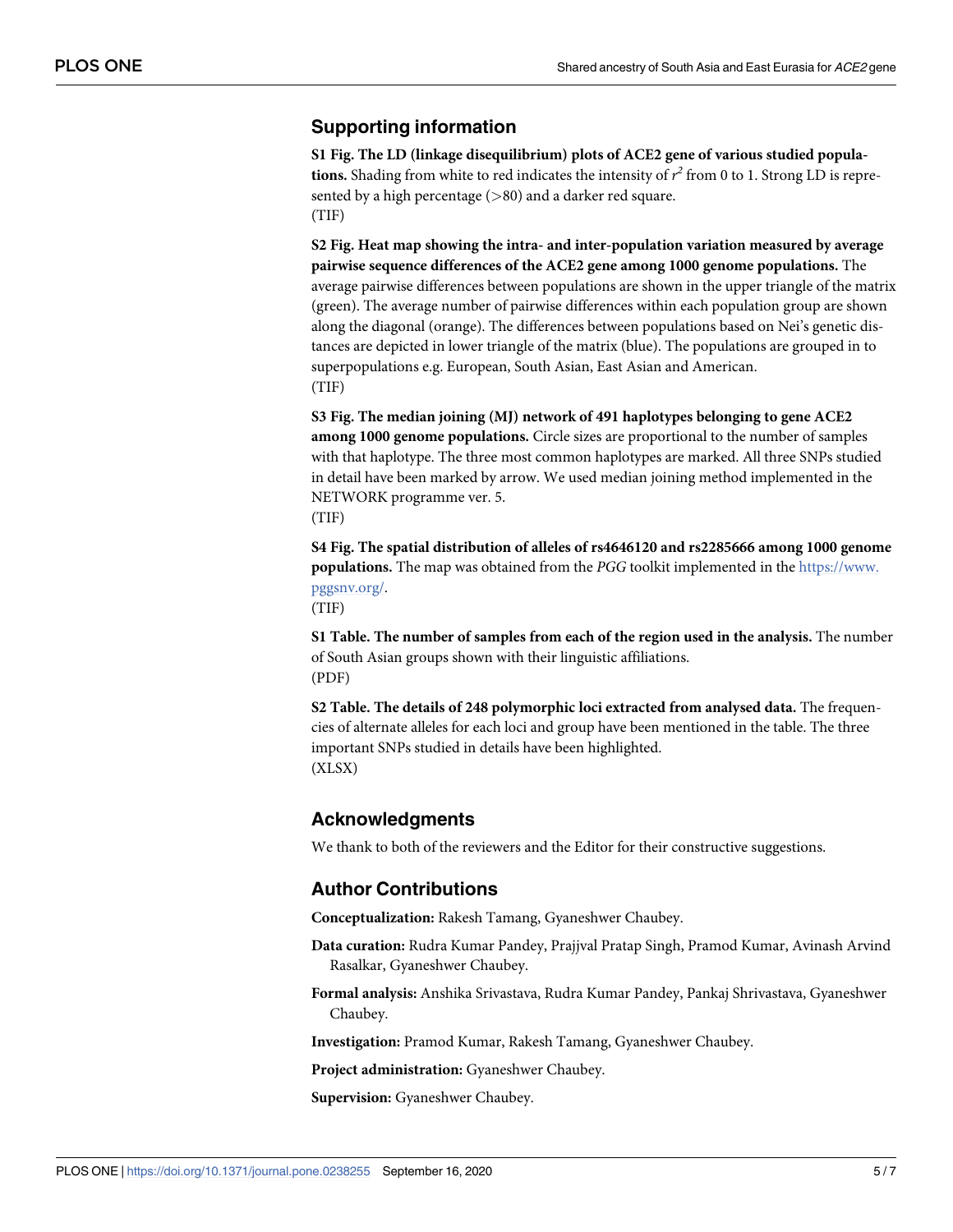## Supporting information

**S1 Fig. The LD (linkage disequilibrium) plots of ACE2 gene of various studied populations.** Shading from white to red indicates the intensity of $r^2$ from 0 to 1. Strong LD is represented by a high percentage (>80) and a darker red square.
(TIF)

**S2 Fig. Heat map showing the intra- and inter-population variation measured by average pairwise sequence differences of the ACE2 gene among 1000 genome populations.** The average pairwise differences between populations are shown in the upper triangle of the matrix (green). The average number of pairwise differences within each population group are shown along the diagonal (orange). The differences between populations based on Nei's genetic distances are depicted in lower triangle of the matrix (blue). The populations are grouped in to superpopulations e.g. European, South Asian, East Asian and American.
(TIF)

**S3 Fig. The median joining (MJ) network of 491 haplotypes belonging to gene ACE2 among 1000 genome populations.** Circle sizes are proportional to the number of samples with that haplotype. The three most common haplotypes are marked. All three SNPs studied in detail have been marked by arrow. We used median joining method implemented in the NETWORK programme ver. 5.
(TIF)

**S4 Fig. The spatial distribution of alleles of rs4646120 and rs2285666 among 1000 genome populations.** The map was obtained from the *PGG* toolkit implemented in the https://www.pggsnv.org/.
(TIF)

**S1 Table. The number of samples from each of the region used in the analysis.** The number of South Asian groups shown with their linguistic affiliations.
(PDF)

**S2 Table. The details of 248 polymorphic loci extracted from analysed data.** The frequencies of alternate alleles for each loci and group have been mentioned in the table. The three important SNPs studied in details have been highlighted.
(XLSX)

## Acknowledgments

We thank to both of the reviewers and the Editor for their constructive suggestions.

## Author Contributions

**Conceptualization:** Rakesh Tamang, Gyaneshwer Chaubey.

**Data curation:** Rudra Kumar Pandey, Prajjval Pratap Singh, Pramod Kumar, Avinash Arvind Rasalkar, Gyaneshwer Chaubey.

**Formal analysis:** Anshika Srivastava, Rudra Kumar Pandey, Pankaj Shrivastava, Gyaneshwer Chaubey.

**Investigation:** Pramod Kumar, Rakesh Tamang, Gyaneshwer Chaubey.

**Project administration:** Gyaneshwer Chaubey.

**Supervision:** Gyaneshwer Chaubey.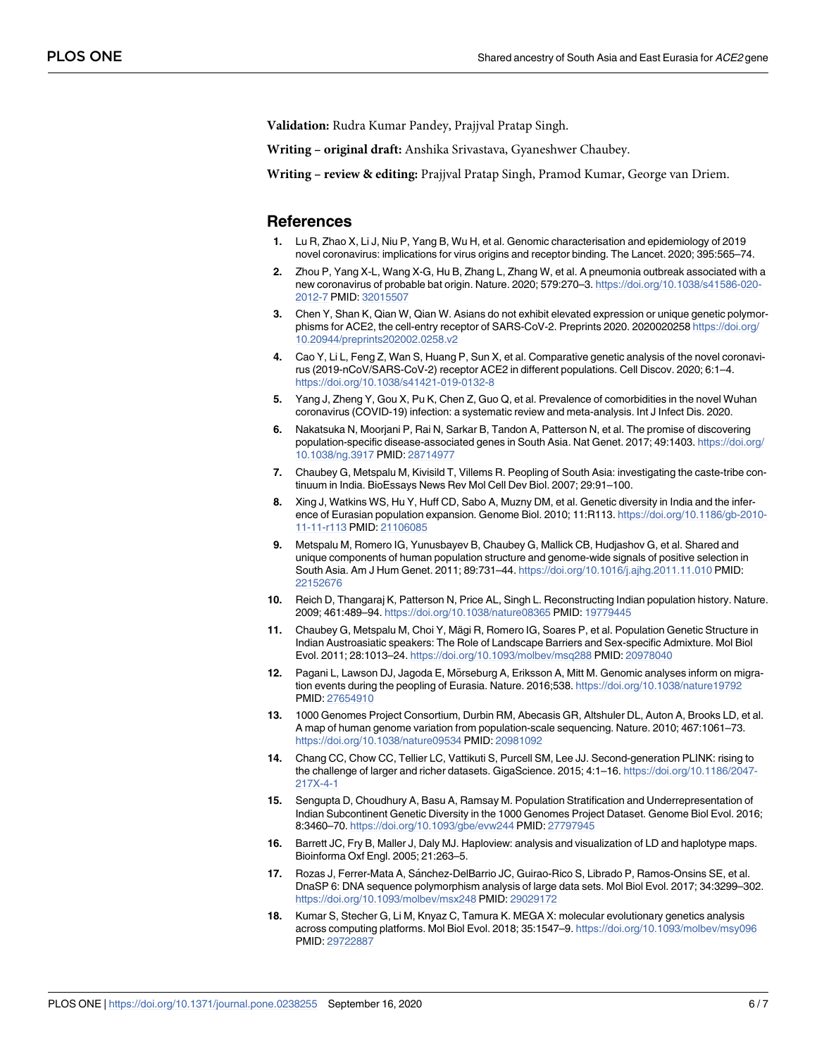**Validation:** Rudra Kumar Pandey, Prajjval Pratap Singh.

**Writing – original draft:** Anshika Srivastava, Gyaneshwer Chaubey.

**Writing – review & editing:** Prajjval Pratap Singh, Pramod Kumar, George van Driem.

## References

1. Lu R, Zhao X, Li J, Niu P, Yang B, Wu H, et al. Genomic characterisation and epidemiology of 2019 novel coronavirus: implications for virus origins and receptor binding. The Lancet. 2020; 395:565–74.
2. Zhou P, Yang X-L, Wang X-G, Hu B, Zhang L, Zhang W, et al. A pneumonia outbreak associated with a new coronavirus of probable bat origin. Nature. 2020; 579:270–3. https://doi.org/10.1038/s41586-020-2012-7 PMID: 32015507
3. Chen Y, Shan K, Qian W, Qian W. Asians do not exhibit elevated expression or unique genetic polymorphisms for ACE2, the cell-entry receptor of SARS-CoV-2. Preprints 2020. 2020020258 https://doi.org/10.20944/preprints202002.0258.v2
4. Cao Y, Li L, Feng Z, Wan S, Huang P, Sun X, et al. Comparative genetic analysis of the novel coronavirus (2019-nCoV/SARS-CoV-2) receptor ACE2 in different populations. Cell Discov. 2020; 6:1–4. https://doi.org/10.1038/s41421-019-0132-8
5. Yang J, Zheng Y, Gou X, Pu K, Chen Z, Guo Q, et al. Prevalence of comorbidities in the novel Wuhan coronavirus (COVID-19) infection: a systematic review and meta-analysis. Int J Infect Dis. 2020.
6. Nakatsuka N, Moorjani P, Rai N, Sarkar B, Tandon A, Patterson N, et al. The promise of discovering population-specific disease-associated genes in South Asia. Nat Genet. 2017; 49:1403. https://doi.org/10.1038/ng.3917 PMID: 28714977
7. Chaubey G, Metspalu M, Kivisild T, Villems R. Peopling of South Asia: investigating the caste-tribe continuum in India. BioEssays News Rev Mol Cell Dev Biol. 2007; 29:91–100.
8. Xing J, Watkins WS, Hu Y, Huff CD, Sabo A, Muzny DM, et al. Genetic diversity in India and the inference of Eurasian population expansion. Genome Biol. 2010; 11:R113. https://doi.org/10.1186/gb-2010-11-11-r113 PMID: 21106085
9. Metspalu M, Romero IG, Yunusbayev B, Chaubey G, Mallick CB, Hudjashov G, et al. Shared and unique components of human population structure and genome-wide signals of positive selection in South Asia. Am J Hum Genet. 2011; 89:731–44. https://doi.org/10.1016/j.ajhg.2011.11.010 PMID: 22152676
10. Reich D, Thangaraj K, Patterson N, Price AL, Singh L. Reconstructing Indian population history. Nature. 2009; 461:489–94. https://doi.org/10.1038/nature08365 PMID: 19779445
11. Chaubey G, Metspalu M, Choi Y, Mägi R, Romero IG, Soares P, et al. Population Genetic Structure in Indian Austroasiatic speakers: The Role of Landscape Barriers and Sex-specific Admixture. Mol Biol Evol. 2011; 28:1013–24. https://doi.org/10.1093/molbev/msq288 PMID: 20978040
12. Pagani L, Lawson DJ, Jagoda E, Mörseburg A, Eriksson A, Mitt M. Genomic analyses inform on migration events during the peopling of Eurasia. Nature. 2016;538. https://doi.org/10.1038/nature19792 PMID: 27654910
13. 1000 Genomes Project Consortium, Durbin RM, Abecasis GR, Altshuler DL, Auton A, Brooks LD, et al. A map of human genome variation from population-scale sequencing. Nature. 2010; 467:1061–73. https://doi.org/10.1038/nature09534 PMID: 20981092
14. Chang CC, Chow CC, Tellier LC, Vattikuti S, Purcell SM, Lee JJ. Second-generation PLINK: rising to the challenge of larger and richer datasets. GigaScience. 2015; 4:1–16. https://doi.org/10.1186/2047-217X-4-1
15. Sengupta D, Choudhury A, Basu A, Ramsay M. Population Stratification and Underrepresentation of Indian Subcontinent Genetic Diversity in the 1000 Genomes Project Dataset. Genome Biol Evol. 2016; 8:3460–70. https://doi.org/10.1093/gbe/evw244 PMID: 27797945
16. Barrett JC, Fry B, Maller J, Daly MJ. Haploview: analysis and visualization of LD and haplotype maps. Bioinforma Oxf Engl. 2005; 21:263–5.
17. Rozas J, Ferrer-Mata A, Sánchez-DelBarrio JC, Guirao-Rico S, Librado P, Ramos-Onsins SE, et al. DnaSP 6: DNA sequence polymorphism analysis of large data sets. Mol Biol Evol. 2017; 34:3299–302. https://doi.org/10.1093/molbev/msx248 PMID: 29029172
18. Kumar S, Stecher G, Li M, Knyaz C, Tamura K. MEGA X: molecular evolutionary genetics analysis across computing platforms. Mol Biol Evol. 2018; 35:1547–9. https://doi.org/10.1093/molbev/msy096 PMID: 29722887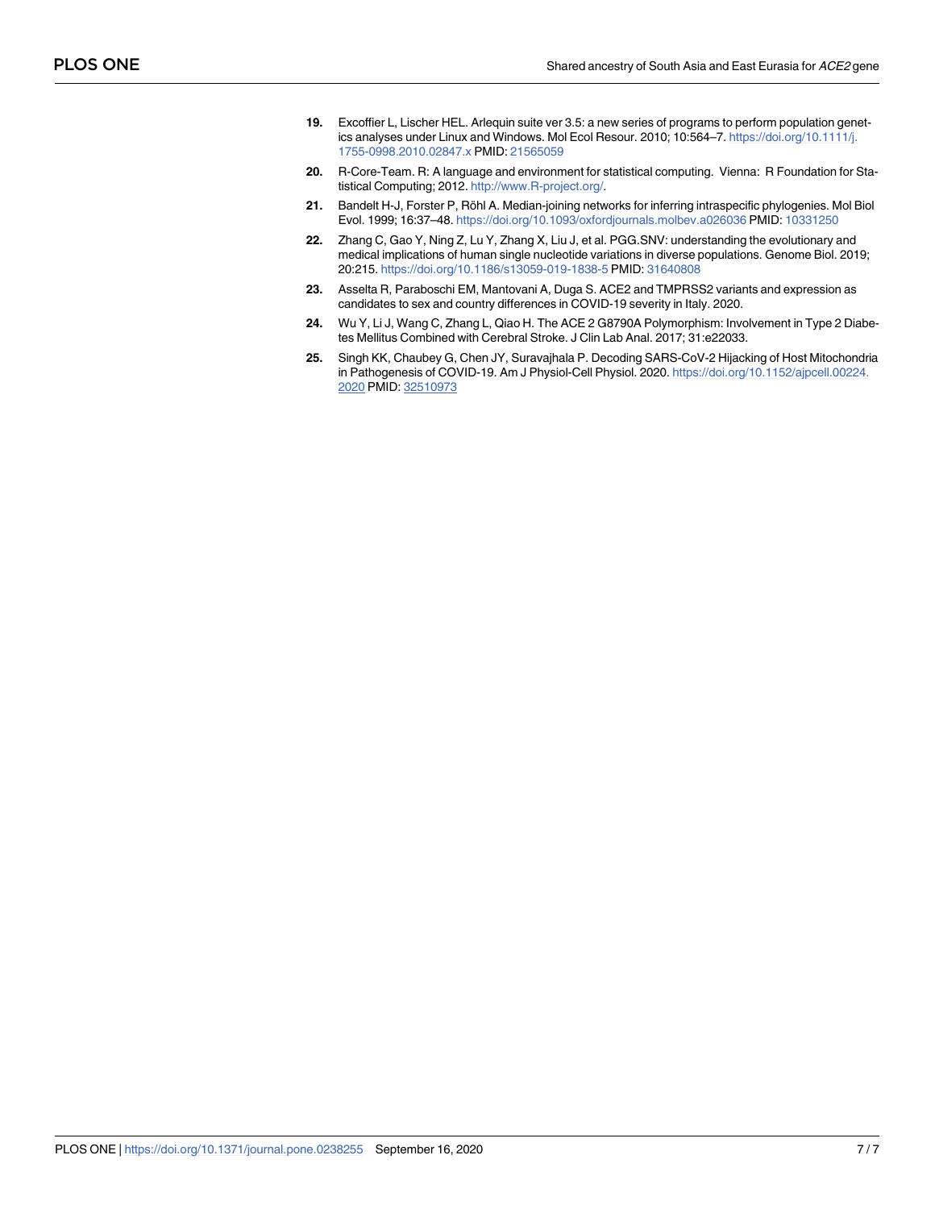19. Excoffier L, Lischer HEL. Arlequin suite ver 3.5: a new series of programs to perform population genetics analyses under Linux and Windows. Mol Ecol Resour. 2010; 10:564–7. https://doi.org/10.1111/j.1755-0998.2010.02847.x PMID: 21565059

20. R-Core-Team. R: A language and environment for statistical computing. Vienna: R Foundation for Statistical Computing; 2012. http://www.R-project.org/.

21. Bandelt H-J, Forster P, Röhl A. Median-joining networks for inferring intraspecific phylogenies. Mol Biol Evol. 1999; 16:37–48. https://doi.org/10.1093/oxfordjournals.molbev.a026036 PMID: 10331250

22. Zhang C, Gao Y, Ning Z, Lu Y, Zhang X, Liu J, et al. PGG.SNV: understanding the evolutionary and medical implications of human single nucleotide variations in diverse populations. Genome Biol. 2019; 20:215. https://doi.org/10.1186/s13059-019-1838-5 PMID: 31640808

23. Asselta R, Paraboschi EM, Mantovani A, Duga S. ACE2 and TMPRSS2 variants and expression as candidates to sex and country differences in COVID-19 severity in Italy. 2020.

24. Wu Y, Li J, Wang C, Zhang L, Qiao H. The ACE 2 G8790A Polymorphism: Involvement in Type 2 Diabetes Mellitus Combined with Cerebral Stroke. J Clin Lab Anal. 2017; 31:e22033.

25. Singh KK, Chaubey G, Chen JY, Suravajhala P. Decoding SARS-CoV-2 Hijacking of Host Mitochondria in Pathogenesis of COVID-19. Am J Physiol-Cell Physiol. 2020. https://doi.org/10.1152/ajpcell.00224.2020 PMID: 32510973